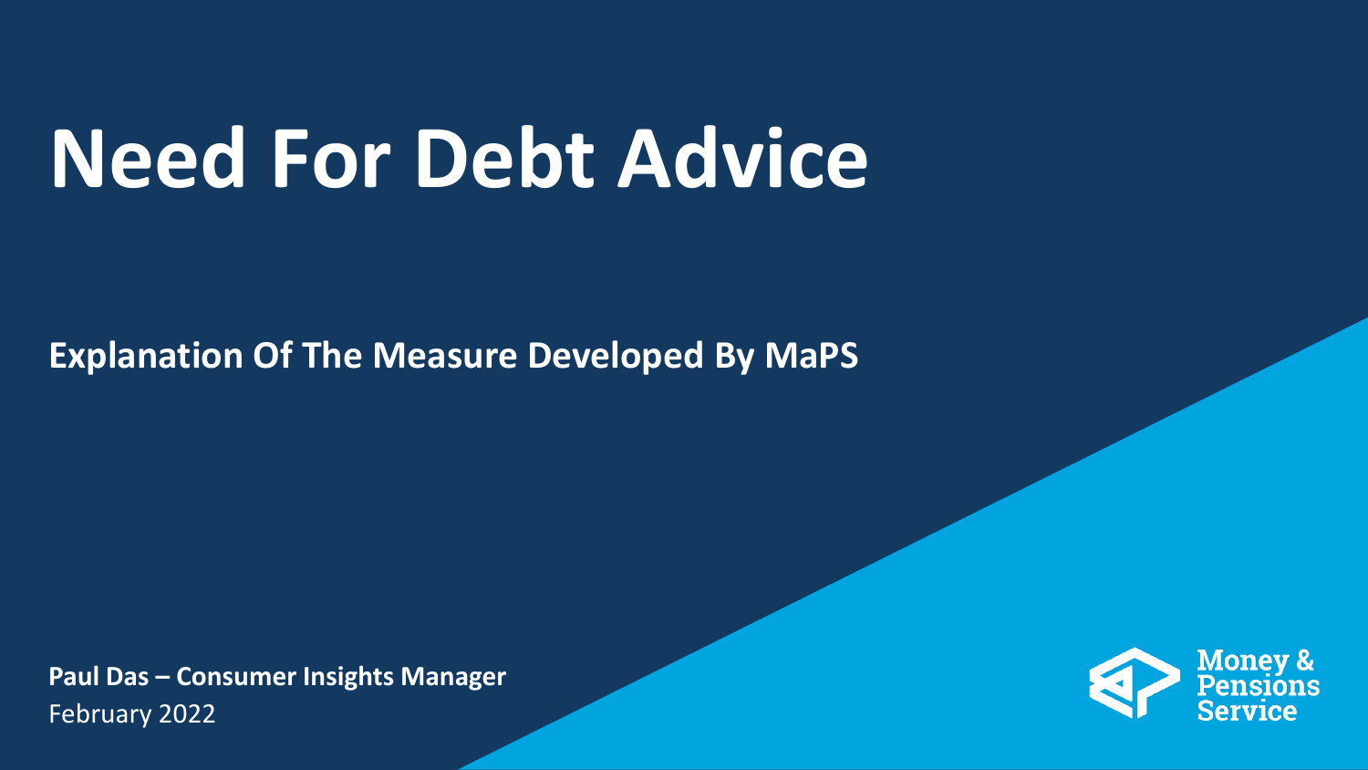# Need For Debt Advice

**Explanation Of The Measure Developed By MaPS**

**Paul Das – Consumer Insights Manager**

February 2022

Money & Pensions Service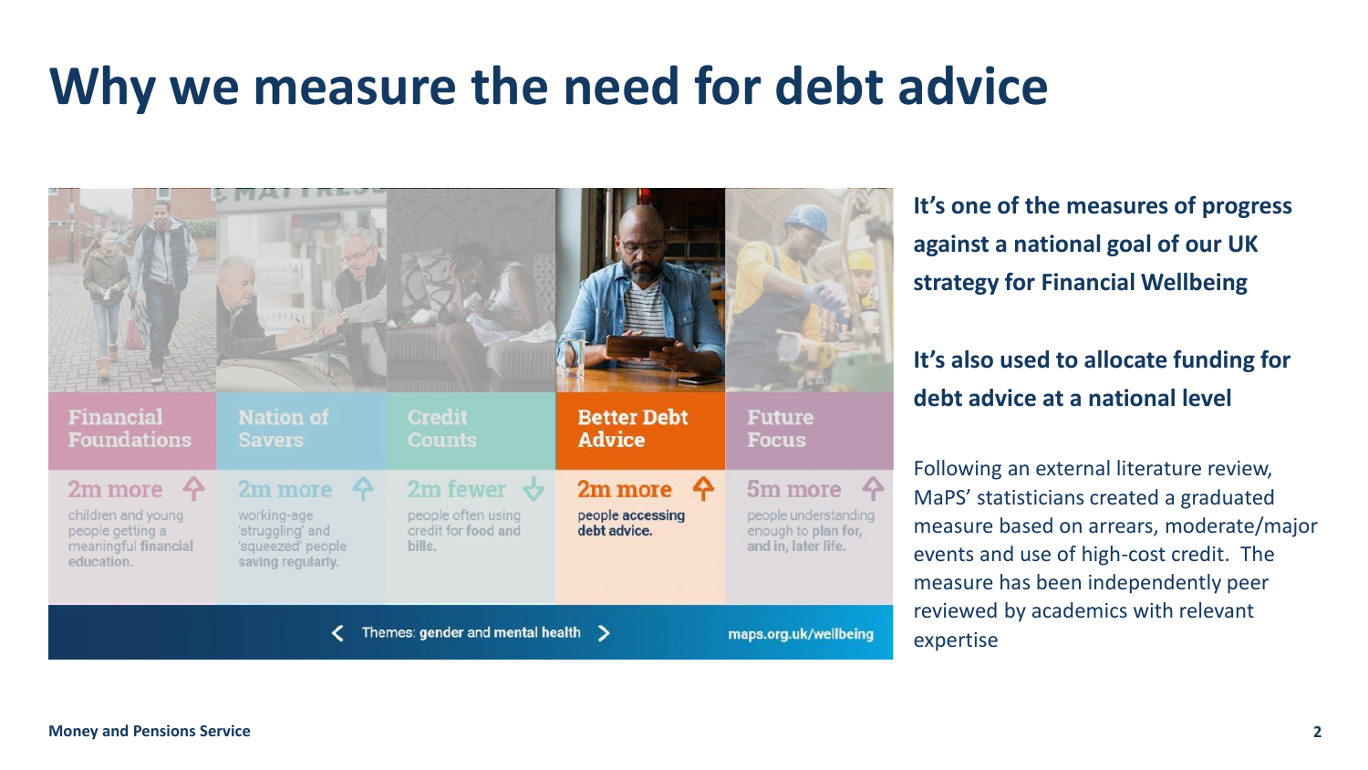# Why we measure the need for debt advice

| Financial Foundations | Nation of Savers | Credit Counts | Better Debt Advice | Future Focus |
| --- | --- | --- | --- | --- |
| 2m more | 2m more | 2m fewer | 2m more | 5m more |
| children and young people getting a meaningful financial education. | working-age 'struggling' and 'squeezed' people saving regularly. | people often using credit for food and bills. | people accessing debt advice. | people understanding enough to plan for, and in, later life. |

Themes: gender and mental health

maps.org.uk/wellbeing

**It's one of the measures of progress against a national goal of our UK strategy for Financial Wellbeing**

**It's also used to allocate funding for debt advice at a national level**

Following an external literature review, MaPS' statisticians created a graduated measure based on arrears, moderate/major events and use of high-cost credit. The measure has been independently peer reviewed by academics with relevant expertise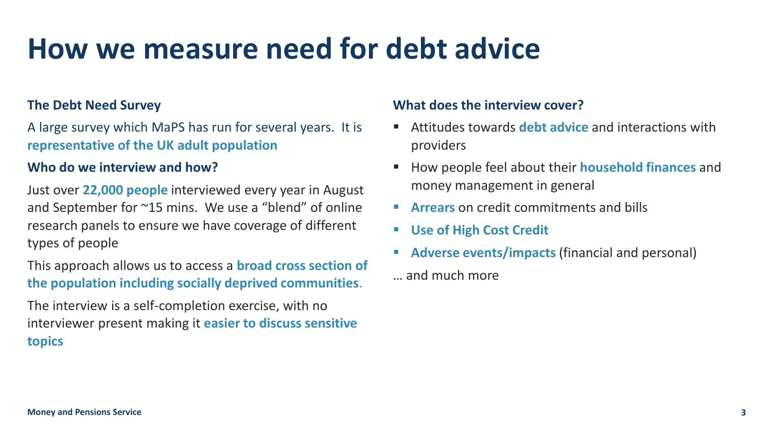# How we measure need for debt advice

### The Debt Need Survey

A large survey which MaPS has run for several years. It is **representative of the UK adult population**

### Who do we interview and how?

Just over **22,000 people** interviewed every year in August and September for ~15 mins. We use a "blend" of online research panels to ensure we have coverage of different types of people

This approach allows us to access a **broad cross section of the population including socially deprived communities**.

The interview is a self-completion exercise, with no interviewer present making it **easier to discuss sensitive topics**

### What does the interview cover?

- Attitudes towards **debt advice** and interactions with providers
- How people feel about their **household finances** and money management in general
- **Arrears** on credit commitments and bills
- **Use of High Cost Credit**
- **Adverse events/impacts** (financial and personal)

… and much more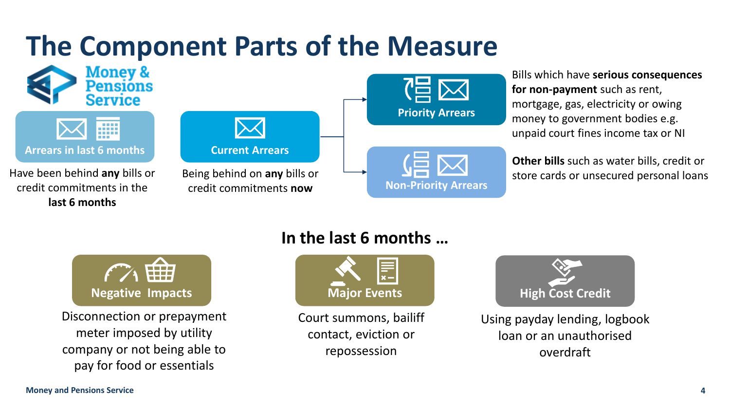# The Component Parts of the Measure

Money & Pensions Service

**Arrears in last 6 months**

Have been behind **any** bills or credit commitments in the **last 6 months**

**Current Arrears**

Being behind on **any** bills or credit commitments **now**

**Priority Arrears**

Bills which have **serious consequences for non-payment** such as rent, mortgage, gas, electricity or owing money to government bodies e.g. unpaid court fines income tax or NI

**Non-Priority Arrears**

**Other bills** such as water bills, credit or store cards or unsecured personal loans

## In the last 6 months …

**Negative Impacts**

Disconnection or prepayment meter imposed by utility company or not being able to pay for food or essentials

**Major Events**

Court summons, bailiff contact, eviction or repossession

**High Cost Credit**

Using payday lending, logbook loan or an unauthorised overdraft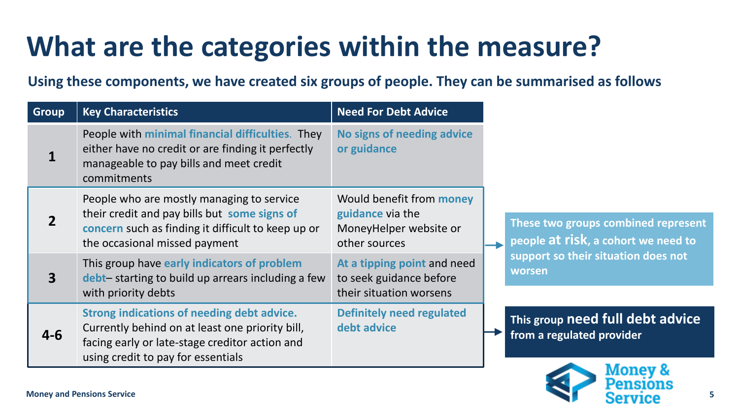# What are the categories within the measure?

**Using these components, we have created six groups of people. They can be summarised as follows**

| Group | Key Characteristics | Need For Debt Advice |
|---|---|---|
| 1 | People with **minimal financial difficulties**. They either have no credit or are finding it perfectly manageable to pay bills and meet credit commitments | **No signs of needing advice or guidance** |
| 2 | People who are mostly managing to service their credit and pay bills but **some signs of concern** such as finding it difficult to keep up or the occasional missed payment | Would benefit from **money guidance** via the MoneyHelper website or other sources |
| 3 | This group have **early indicators of problem debt**– starting to build up arrears including a few with priority debts | **At a tipping point** and need to seek guidance before their situation worsens |
| 4-6 | **Strong indications of needing debt advice.** Currently behind on at least one priority bill, facing early or late-stage creditor action and using credit to pay for essentials | **Definitely need regulated debt advice** |

**These two groups combined represent people at risk, a cohort we need to support so their situation does not worsen**

**This group need full debt advice from a regulated provider**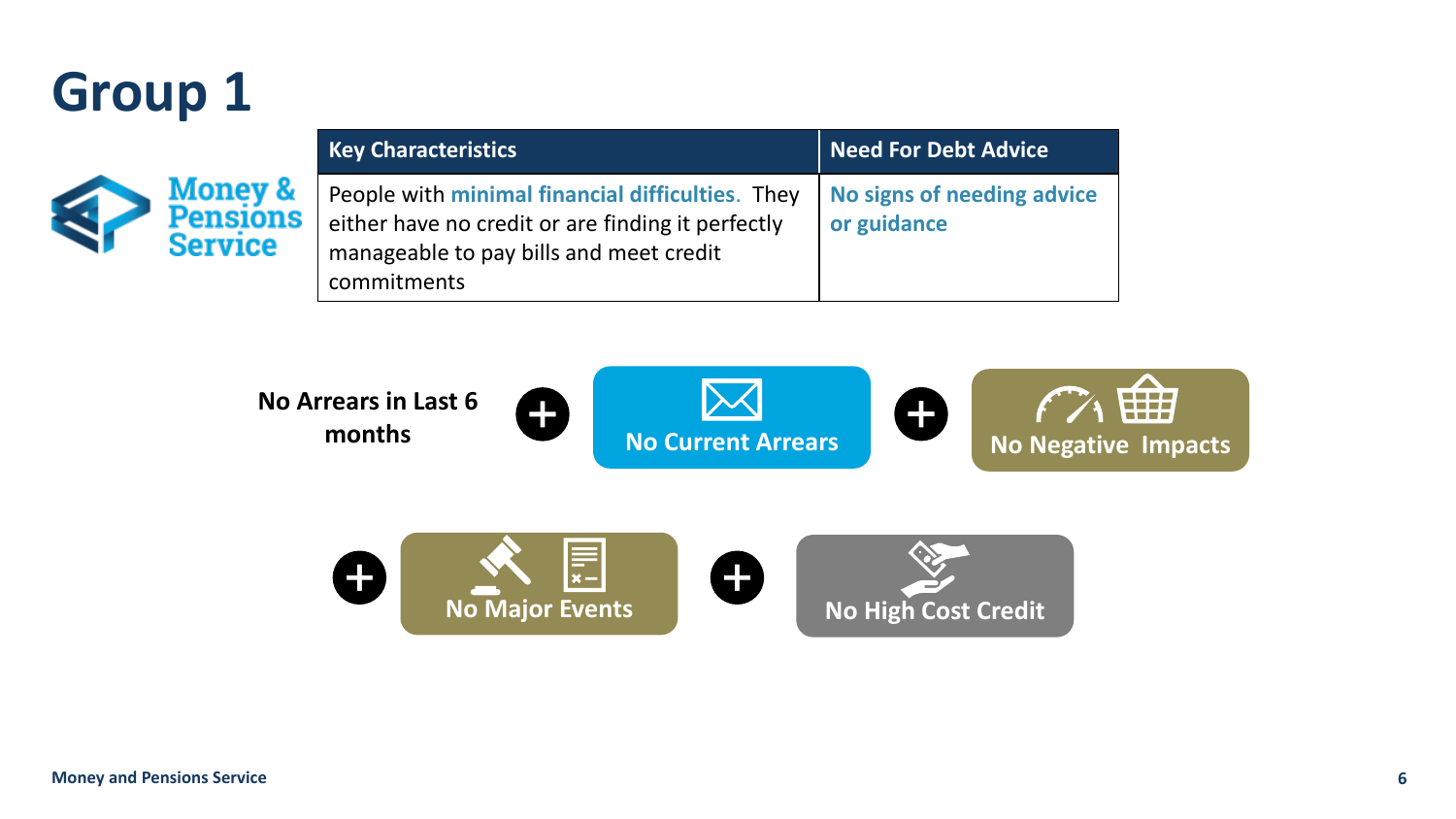# Group 1

| Key Characteristics | Need For Debt Advice |
|---|---|
| People with **minimal financial difficulties**. They either have no credit or are finding it perfectly manageable to pay bills and meet credit commitments | **No signs of needing advice or guidance** |

**No Arrears in Last 6 months** + **No Current Arrears** + **No Negative Impacts**

+ **No Major Events** + **No High Cost Credit**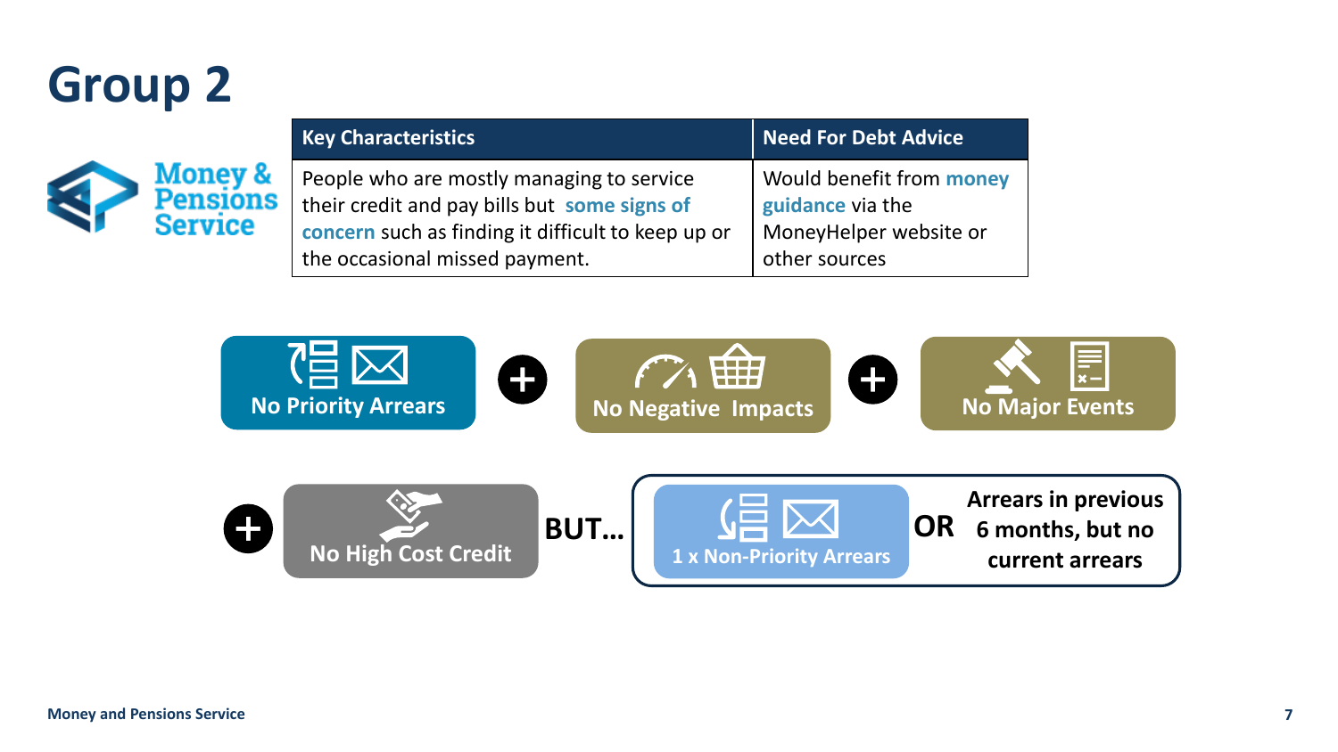# Group 2

Money & Pensions Service

| Key Characteristics | Need For Debt Advice |
| --- | --- |
| People who are mostly managing to service their credit and pay bills but **some signs of concern** such as finding it difficult to keep up or the occasional missed payment. | Would benefit from **money guidance** via the MoneyHelper website or other sources |

**No Priority Arrears** + **No Negative Impacts** + **No Major Events**

+ **No High Cost Credit**

**BUT…**

**1 x Non-Priority Arrears** **OR** **Arrears in previous 6 months, but no current arrears**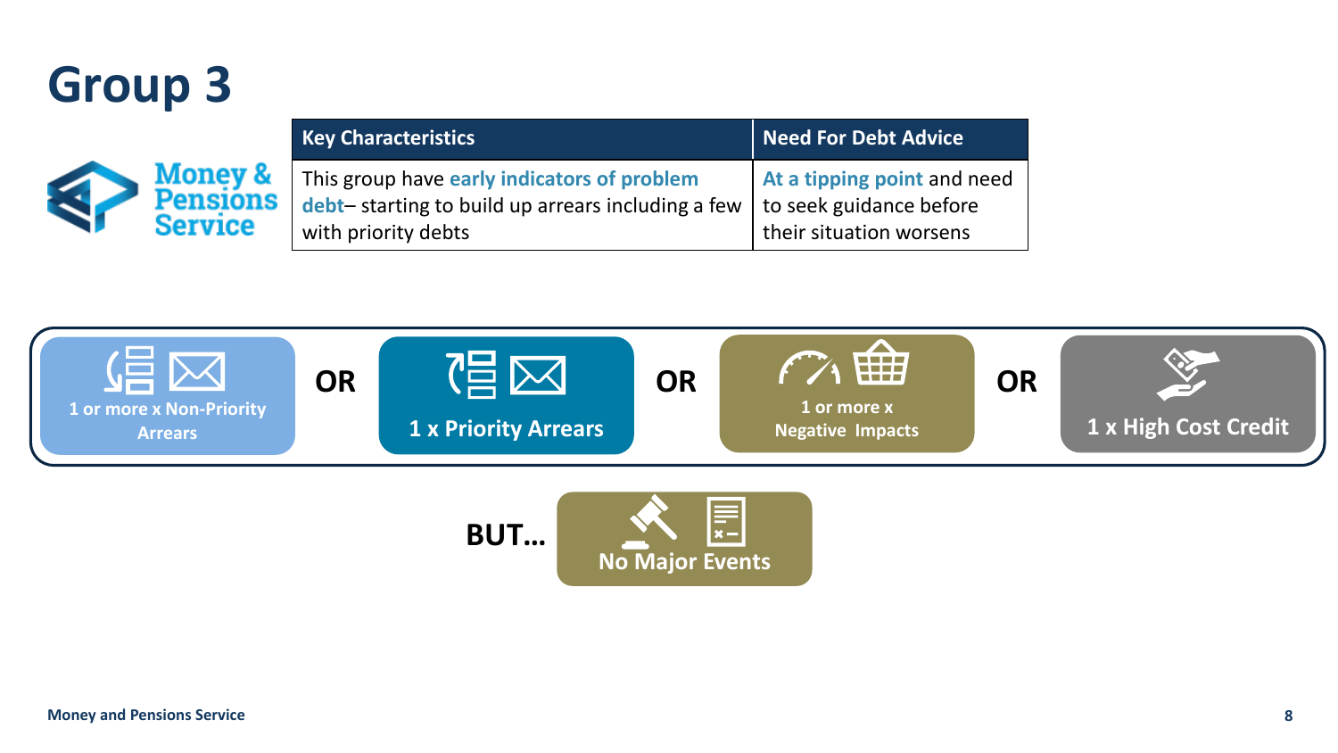# Group 3

Money & Pensions Service

| Key Characteristics | Need For Debt Advice |
| --- | --- |
| This group have **early indicators of problem debt**– starting to build up arrears including a few with priority debts | **At a tipping point** and need to seek guidance before their situation worsens |

1 or more x Non-Priority Arrears **OR** 1 x Priority Arrears **OR** 1 or more x Negative Impacts **OR** 1 x High Cost Credit

**BUT…** No Major Events

Money and Pensions Service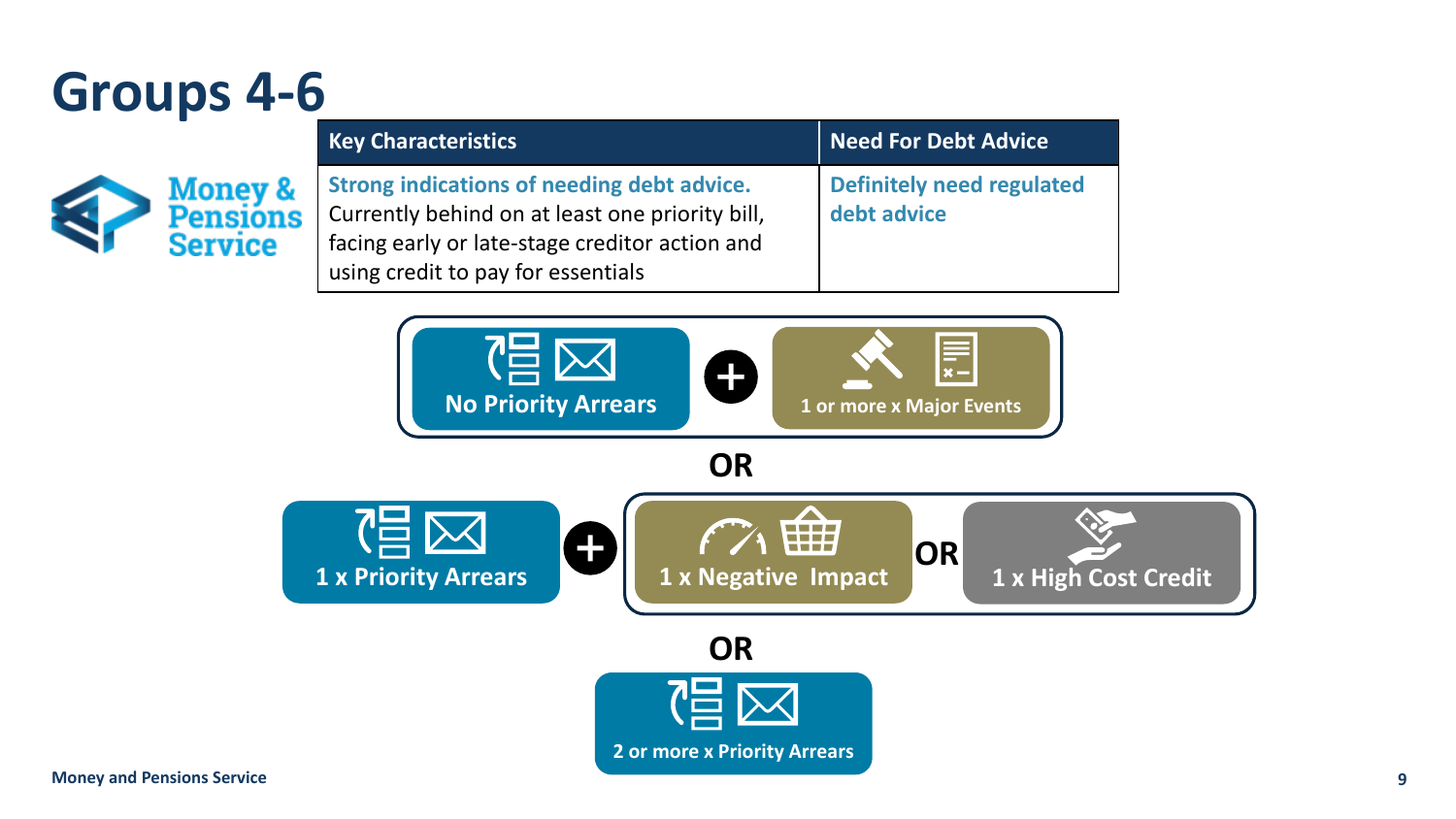# Groups 4-6

| Key Characteristics | Need For Debt Advice |
|---|---|
| **Strong indications of needing debt advice.** Currently behind on at least one priority bill, facing early or late-stage creditor action and using credit to pay for essentials | **Definitely need regulated debt advice** |

**No Priority Arrears** + **1 or more x Major Events**

**OR**

**1 x Priority Arrears** + (**1 x Negative Impact** **OR** **1 x High Cost Credit**)

**OR**

**2 or more x Priority Arrears**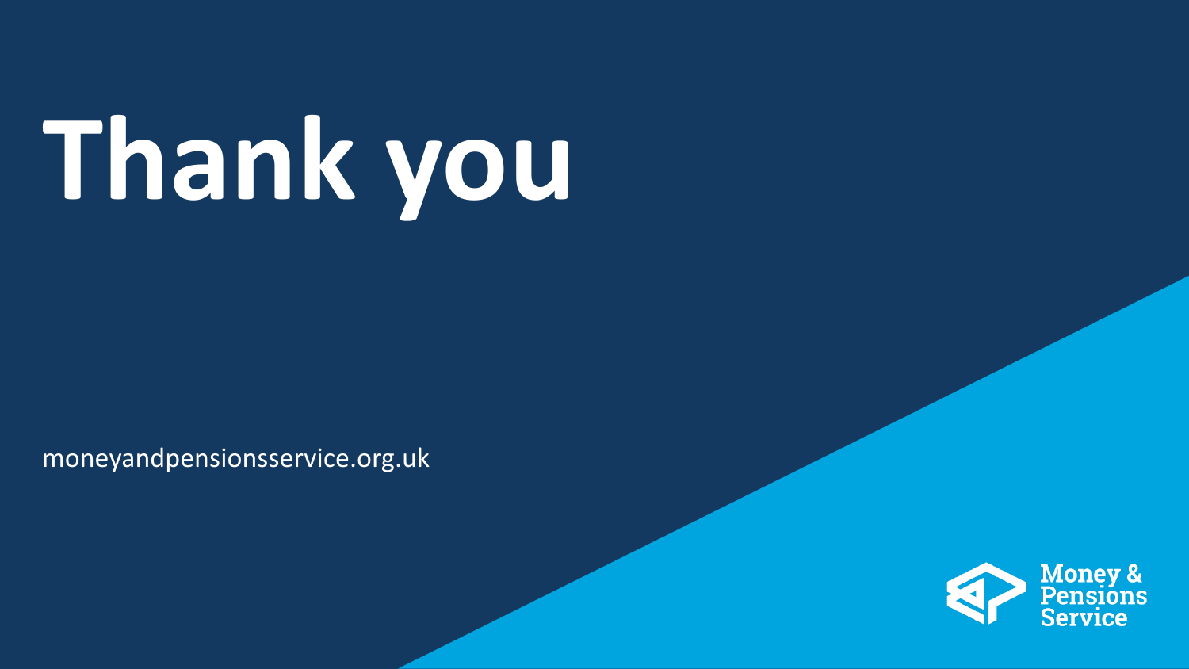# Thank you

moneyandpensionsservice.org.uk

Money & Pensions Service